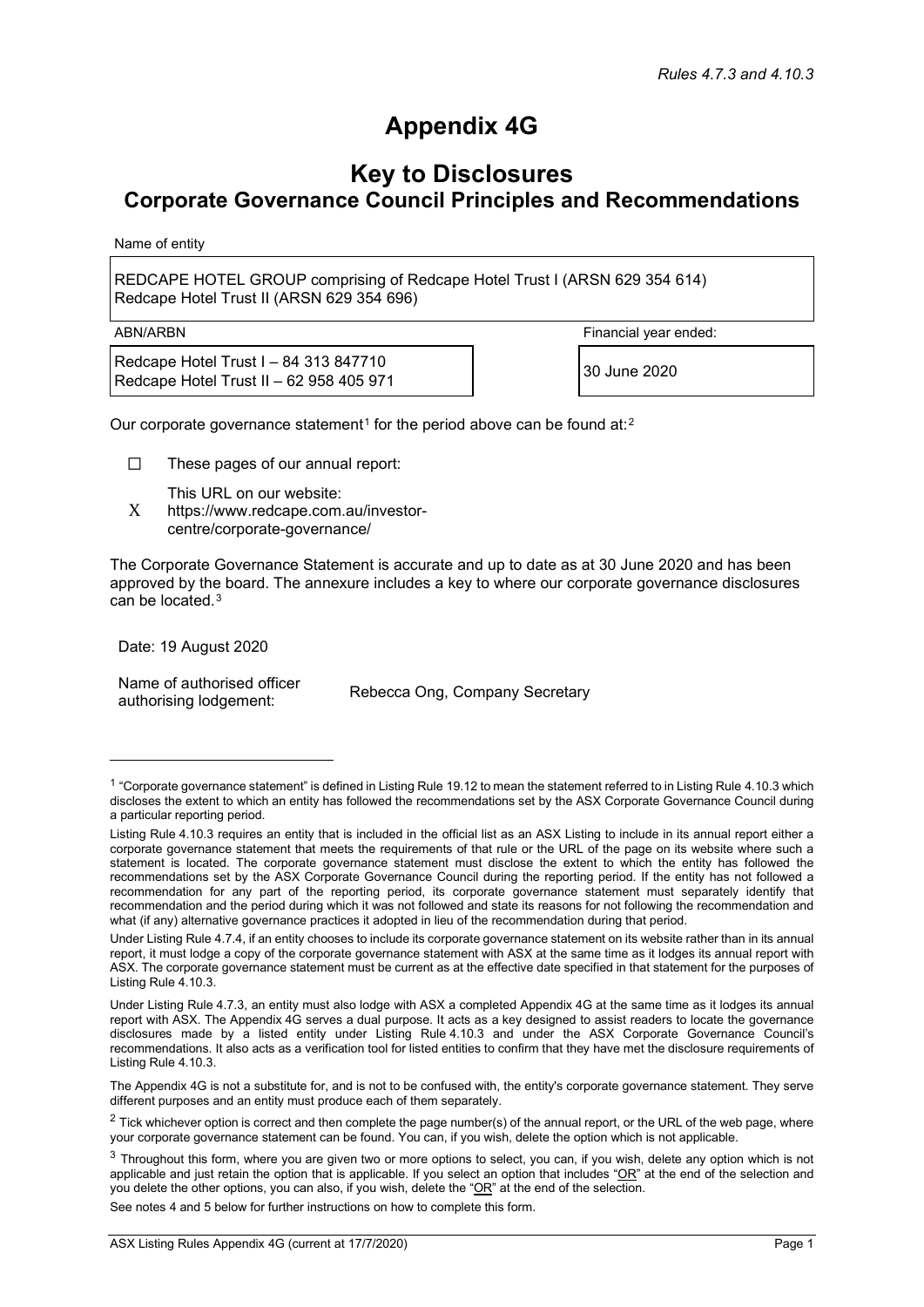*Rules 4.7.3 and 4.10.3*

# Appendix 4G

## Key to Disclosures
## Corporate Governance Council Principles and Recommendations

Name of entity

REDCAPE HOTEL GROUP comprising of Redcape Hotel Trust I (ARSN 629 354 614) Redcape Hotel Trust II (ARSN 629 354 696)

| ABN/ARBN | Financial year ended: |
| --- | --- |
| Redcape Hotel Trust I – 84 313 847710<br>Redcape Hotel Trust II – 62 958 405 971 | 30 June 2020 |

Our corporate governance statement[1] for the period above can be found at:[2]

☐ These pages of our annual report:

X This URL on our website: https://www.redcape.com.au/investor-centre/corporate-governance/

The Corporate Governance Statement is accurate and up to date as at 30 June 2020 and has been approved by the board. The annexure includes a key to where our corporate governance disclosures can be located.[3]

Date: 19 August 2020

Name of authorised officer authorising lodgement: Rebecca Ong, Company Secretary

---

[1] "Corporate governance statement" is defined in Listing Rule 19.12 to mean the statement referred to in Listing Rule 4.10.3 which discloses the extent to which an entity has followed the recommendations set by the ASX Corporate Governance Council during a particular reporting period.

Listing Rule 4.10.3 requires an entity that is included in the official list as an ASX Listing to include in its annual report either a corporate governance statement that meets the requirements of that rule or the URL of the page on its website where such a statement is located. The corporate governance statement must disclose the extent to which the entity has followed the recommendations set by the ASX Corporate Governance Council during the reporting period. If the entity has not followed a recommendation for any part of the reporting period, its corporate governance statement must separately identify that recommendation and the period during which it was not followed and state its reasons for not following the recommendation and what (if any) alternative governance practices it adopted in lieu of the recommendation during that period.

Under Listing Rule 4.7.4, if an entity chooses to include its corporate governance statement on its website rather than in its annual report, it must lodge a copy of the corporate governance statement with ASX at the same time as it lodges its annual report with ASX. The corporate governance statement must be current as at the effective date specified in that statement for the purposes of Listing Rule 4.10.3.

Under Listing Rule 4.7.3, an entity must also lodge with ASX a completed Appendix 4G at the same time as it lodges its annual report with ASX. The Appendix 4G serves a dual purpose. It acts as a key designed to assist readers to locate the governance disclosures made by a listed entity under Listing Rule 4.10.3 and under the ASX Corporate Governance Council's recommendations. It also acts as a verification tool for listed entities to confirm that they have met the disclosure requirements of Listing Rule 4.10.3.

The Appendix 4G is not a substitute for, and is not to be confused with, the entity's corporate governance statement. They serve different purposes and an entity must produce each of them separately.

[2] Tick whichever option is correct and then complete the page number(s) of the annual report, or the URL of the web page, where your corporate governance statement can be found. You can, if you wish, delete the option which is not applicable.

[3] Throughout this form, where you are given two or more options to select, you can, if you wish, delete any option which is not applicable and just retain the option that is applicable. If you select an option that includes "OR" at the end of the selection and you delete the other options, you can also, if you wish, delete the "OR" at the end of the selection.

See notes 4 and 5 below for further instructions on how to complete this form.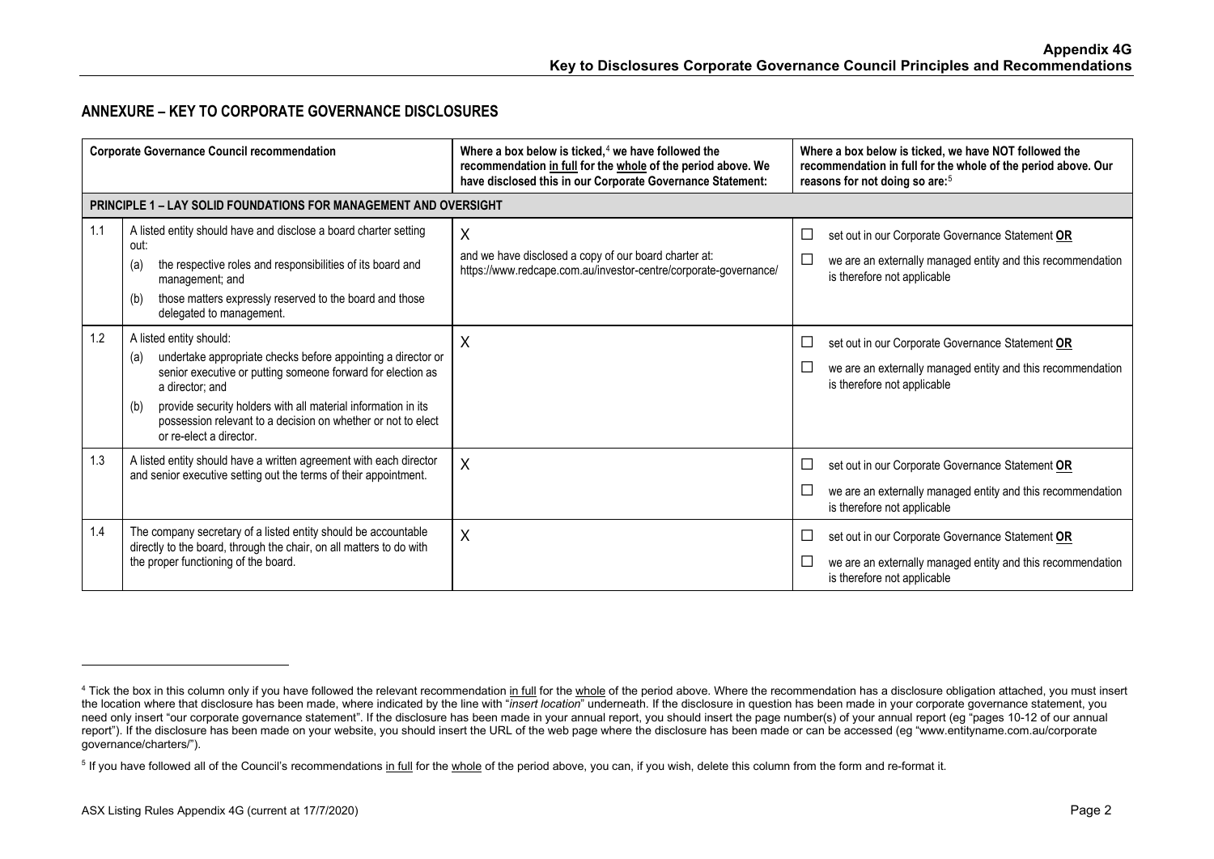## ANNEXURE – KEY TO CORPORATE GOVERNANCE DISCLOSURES

| | Corporate Governance Council recommendation | Where a box below is ticked,[4] we have followed the recommendation in full for the whole of the period above. We have disclosed this in our Corporate Governance Statement: | Where a box below is ticked, we have NOT followed the recommendation in full for the whole of the period above. Our reasons for not doing so are:[5] |
|---|---|---|---|
| **PRINCIPLE 1 – LAY SOLID FOUNDATIONS FOR MANAGEMENT AND OVERSIGHT** | | | |
| 1.1 | A listed entity should have and disclose a board charter setting out:<br>(a) the respective roles and responsibilities of its board and management; and<br>(b) those matters expressly reserved to the board and those delegated to management. | X<br>and we have disclosed a copy of our board charter at: https://www.redcape.com.au/investor-centre/corporate-governance/ | ☐ set out in our Corporate Governance Statement **OR**<br>☐ we are an externally managed entity and this recommendation is therefore not applicable |
| 1.2 | A listed entity should:<br>(a) undertake appropriate checks before appointing a director or senior executive or putting someone forward for election as a director; and<br>(b) provide security holders with all material information in its possession relevant to a decision on whether or not to elect or re-elect a director. | X | ☐ set out in our Corporate Governance Statement **OR**<br>☐ we are an externally managed entity and this recommendation is therefore not applicable |
| 1.3 | A listed entity should have a written agreement with each director and senior executive setting out the terms of their appointment. | X | ☐ set out in our Corporate Governance Statement **OR**<br>☐ we are an externally managed entity and this recommendation is therefore not applicable |
| 1.4 | The company secretary of a listed entity should be accountable directly to the board, through the chair, on all matters to do with the proper functioning of the board. | X | ☐ set out in our Corporate Governance Statement **OR**<br>☐ we are an externally managed entity and this recommendation is therefore not applicable |

[4] Tick the box in this column only if you have followed the relevant recommendation in full for the whole of the period above. Where the recommendation has a disclosure obligation attached, you must insert the location where that disclosure has been made, where indicated by the line with "*insert location*" underneath. If the disclosure in question has been made in your corporate governance statement, you need only insert "our corporate governance statement". If the disclosure has been made in your annual report, you should insert the page number(s) of your annual report (eg "pages 10-12 of our annual report"). If the disclosure has been made on your website, you should insert the URL of the web page where the disclosure has been made or can be accessed (eg "www.entityname.com.au/corporate governance/charters/").

[5] If you have followed all of the Council's recommendations in full for the whole of the period above, you can, if you wish, delete this column from the form and re-format it.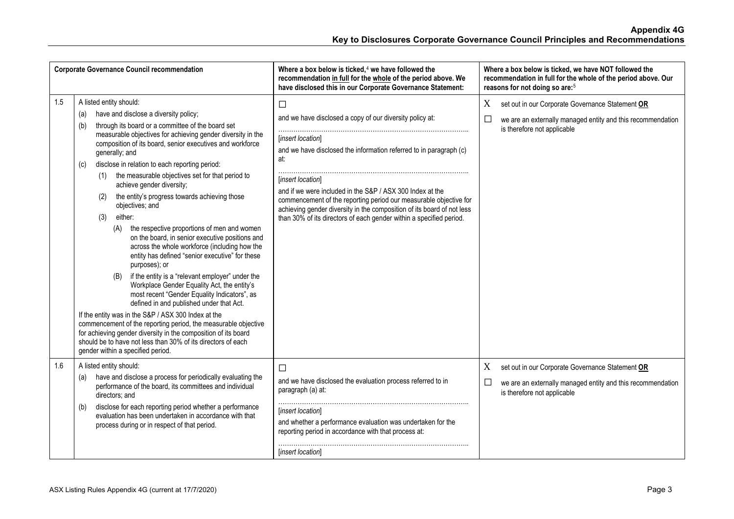| Corporate Governance Council recommendation | | Where a box below is ticked,[4] we have followed the recommendation in full for the whole of the period above. We have disclosed this in our Corporate Governance Statement: | Where a box below is ticked, we have NOT followed the recommendation in full for the whole of the period above. Our reasons for not doing so are:[5] |
|---|---|---|---|
| 1.5 | A listed entity should:<br>(a) have and disclose a diversity policy;<br>(b) through its board or a committee of the board set measurable objectives for achieving gender diversity in the composition of its board, senior executives and workforce generally; and<br>(c) disclose in relation to each reporting period:<br>(1) the measurable objectives set for that period to achieve gender diversity;<br>(2) the entity's progress towards achieving those objectives; and<br>(3) either:<br>(A) the respective proportions of men and women on the board, in senior executive positions and across the whole workforce (including how the entity has defined "senior executive" for these purposes); or<br>(B) if the entity is a "relevant employer" under the Workplace Gender Equality Act, the entity's most recent "Gender Equality Indicators", as defined in and published under that Act.<br>If the entity was in the S&P / ASX 300 Index at the commencement of the reporting period, the measurable objective for achieving gender diversity in the composition of its board should be to have not less than 30% of its directors of each gender within a specified period. | ☐<br>and we have disclosed a copy of our diversity policy at:<br>……………………………………………………………………………<br>*[insert location]*<br>and we have disclosed the information referred to in paragraph (c) at:<br>……………………………………………………………………………<br>*[insert location]*<br>and if we were included in the S&P / ASX 300 Index at the commencement of the reporting period our measurable objective for achieving gender diversity in the composition of its board of not less than 30% of its directors of each gender within a specified period. | X set out in our Corporate Governance Statement **OR**<br>☐ we are an externally managed entity and this recommendation is therefore not applicable |
| 1.6 | A listed entity should:<br>(a) have and disclose a process for periodically evaluating the performance of the board, its committees and individual directors; and<br>(b) disclose for each reporting period whether a performance evaluation has been undertaken in accordance with that process during or in respect of that period. | ☐<br>and we have disclosed the evaluation process referred to in paragraph (a) at:<br>……………………………………………………………………………<br>*[insert location]*<br>and whether a performance evaluation was undertaken for the reporting period in accordance with that process at:<br>……………………………………………………………………………<br>*[insert location]* | X set out in our Corporate Governance Statement **OR**<br>☐ we are an externally managed entity and this recommendation is therefore not applicable |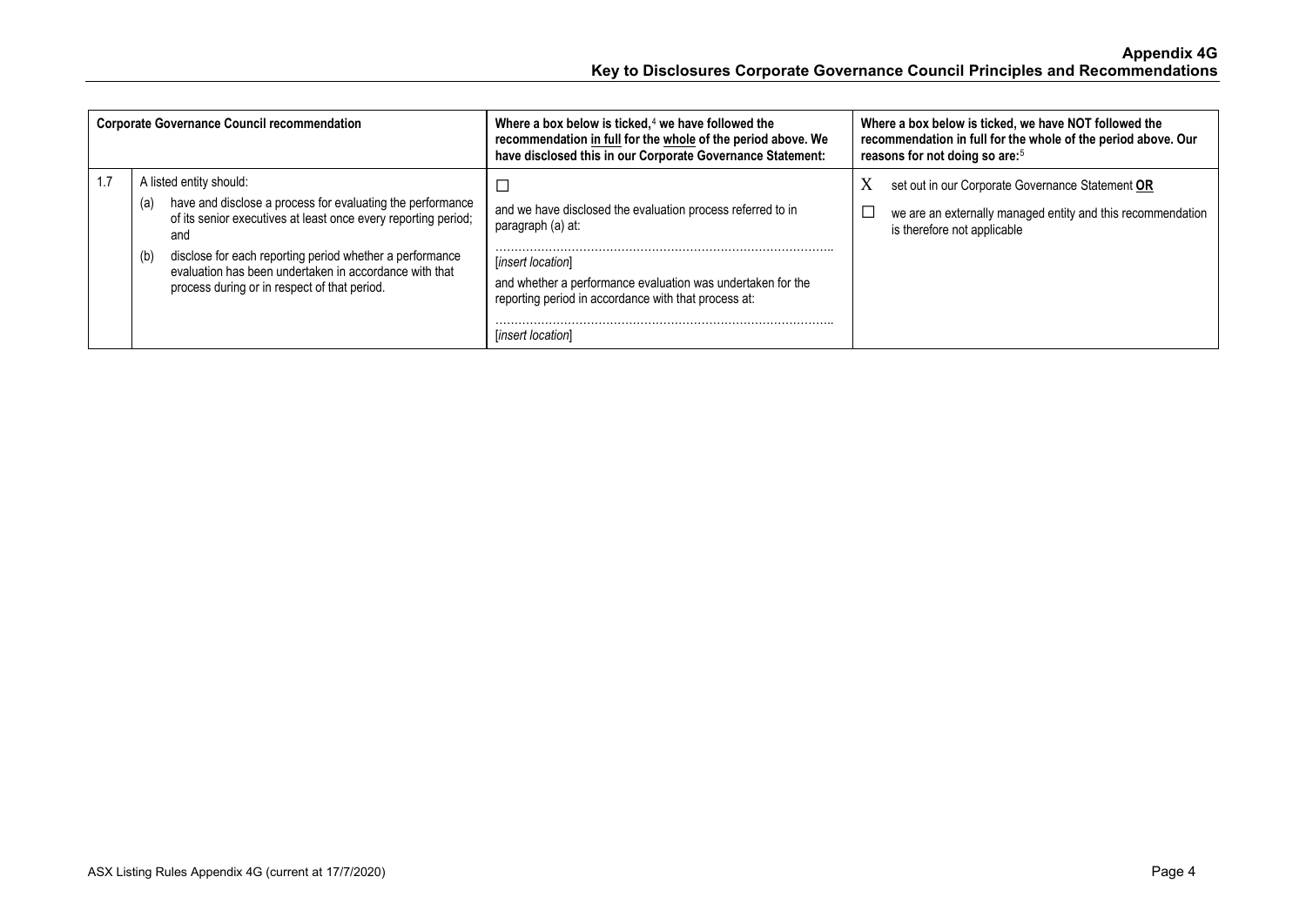| Corporate Governance Council recommendation | | Where a box below is ticked,[4] we have followed the recommendation <u>in full</u> for the <u>whole</u> of the period above. We have disclosed this in our Corporate Governance Statement: | Where a box below is ticked, we have NOT followed the recommendation in full for the whole of the period above. Our reasons for not doing so are:[5] |
|---|---|---|---|
| 1.7 | A listed entity should:<br>(a) have and disclose a process for evaluating the performance of its senior executives at least once every reporting period; and<br>(b) disclose for each reporting period whether a performance evaluation has been undertaken in accordance with that process during or in respect of that period. | ☐<br>and we have disclosed the evaluation process referred to in paragraph (a) at:<br>…………………………………………………………………………..<br>[*insert location*]<br>and whether a performance evaluation was undertaken for the reporting period in accordance with that process at:<br>…………………………………………………………………………..<br>[*insert location*] | X set out in our Corporate Governance Statement **<u>OR</u>**<br>☐ we are an externally managed entity and this recommendation is therefore not applicable |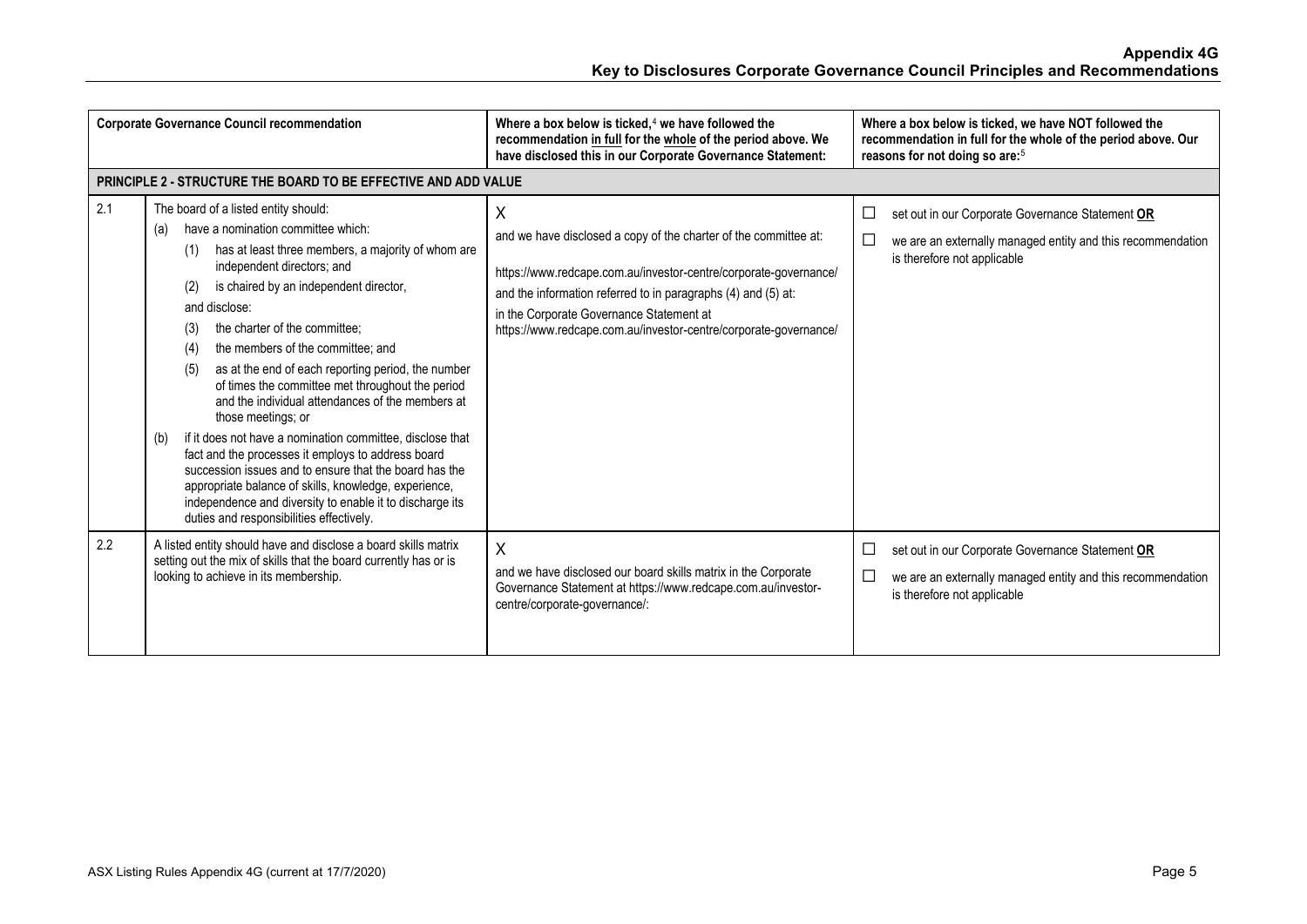# Appendix 4G
## Key to Disclosures Corporate Governance Council Principles and Recommendations

| | Corporate Governance Council recommendation | Where a box below is ticked,[4] we have followed the recommendation in full for the whole of the period above. We have disclosed this in our Corporate Governance Statement: | Where a box below is ticked, we have NOT followed the recommendation in full for the whole of the period above. Our reasons for not doing so are:[5] |
|---|---|---|---|
| **PRINCIPLE 2 - STRUCTURE THE BOARD TO BE EFFECTIVE AND ADD VALUE** | | | |
| 2.1 | The board of a listed entity should:<br>(a) have a nomination committee which:<br>(1) has at least three members, a majority of whom are independent directors; and<br>(2) is chaired by an independent director,<br>and disclose:<br>(3) the charter of the committee;<br>(4) the members of the committee; and<br>(5) as at the end of each reporting period, the number of times the committee met throughout the period and the individual attendances of the members at those meetings; or<br>(b) if it does not have a nomination committee, disclose that fact and the processes it employs to address board succession issues and to ensure that the board has the appropriate balance of skills, knowledge, experience, independence and diversity to enable it to discharge its duties and responsibilities effectively. | X<br>and we have disclosed a copy of the charter of the committee at:<br>https://www.redcape.com.au/investor-centre/corporate-governance/<br>and the information referred to in paragraphs (4) and (5) at:<br>in the Corporate Governance Statement at https://www.redcape.com.au/investor-centre/corporate-governance/ | ☐ set out in our Corporate Governance Statement **OR**<br>☐ we are an externally managed entity and this recommendation is therefore not applicable |
| 2.2 | A listed entity should have and disclose a board skills matrix setting out the mix of skills that the board currently has or is looking to achieve in its membership. | X<br>and we have disclosed our board skills matrix in the Corporate Governance Statement at https://www.redcape.com.au/investor-centre/corporate-governance/: | ☐ set out in our Corporate Governance Statement **OR**<br>☐ we are an externally managed entity and this recommendation is therefore not applicable |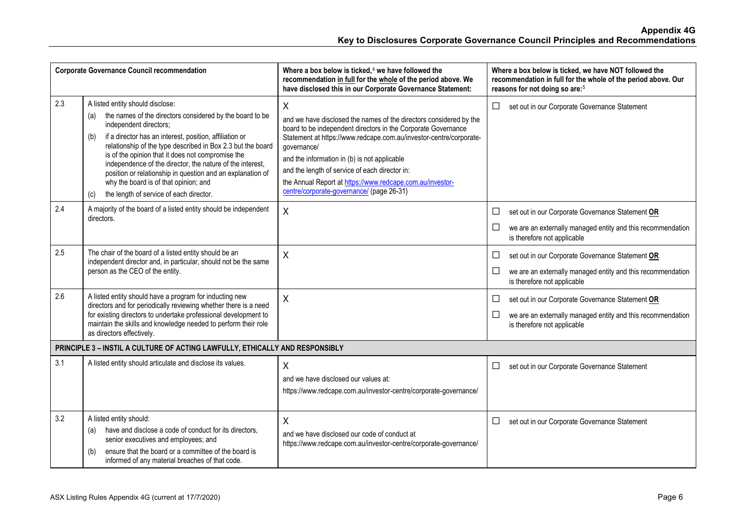| | Corporate Governance Council recommendation | Where a box below is ticked,[4] we have followed the recommendation in full for the whole of the period above. We have disclosed this in our Corporate Governance Statement: | Where a box below is ticked, we have NOT followed the recommendation in full for the whole of the period above. Our reasons for not doing so are:[5] |
|---|---|---|---|
| 2.3 | A listed entity should disclose:<br>(a) the names of the directors considered by the board to be independent directors;<br>(b) if a director has an interest, position, affiliation or relationship of the type described in Box 2.3 but the board is of the opinion that it does not compromise the independence of the director, the nature of the interest, position or relationship in question and an explanation of why the board is of that opinion; and<br>(c) the length of service of each director. | X<br>and we have disclosed the names of the directors considered by the board to be independent directors in the Corporate Governance Statement at https://www.redcape.com.au/investor-centre/corporate-governance/<br>and the information in (b) is not applicable<br>and the length of service of each director in:<br>the Annual Report at https://www.redcape.com.au/investor-centre/corporate-governance/ (page 26-31) | ☐ set out in our Corporate Governance Statement |
| 2.4 | A majority of the board of a listed entity should be independent directors. | X | ☐ set out in our Corporate Governance Statement **OR**<br>☐ we are an externally managed entity and this recommendation is therefore not applicable |
| 2.5 | The chair of the board of a listed entity should be an independent director and, in particular, should not be the same person as the CEO of the entity. | X | ☐ set out in our Corporate Governance Statement **OR**<br>☐ we are an externally managed entity and this recommendation is therefore not applicable |
| 2.6 | A listed entity should have a program for inducting new directors and for periodically reviewing whether there is a need for existing directors to undertake professional development to maintain the skills and knowledge needed to perform their role as directors effectively. | X | ☐ set out in our Corporate Governance Statement **OR**<br>☐ we are an externally managed entity and this recommendation is therefore not applicable |
| **PRINCIPLE 3 – INSTIL A CULTURE OF ACTING LAWFULLY, ETHICALLY AND RESPONSIBLY** | | | |
| 3.1 | A listed entity should articulate and disclose its values. | X<br>and we have disclosed our values at:<br>https://www.redcape.com.au/investor-centre/corporate-governance/ | ☐ set out in our Corporate Governance Statement |
| 3.2 | A listed entity should:<br>(a) have and disclose a code of conduct for its directors, senior executives and employees; and<br>(b) ensure that the board or a committee of the board is informed of any material breaches of that code. | X<br>and we have disclosed our code of conduct at https://www.redcape.com.au/investor-centre/corporate-governance/ | ☐ set out in our Corporate Governance Statement |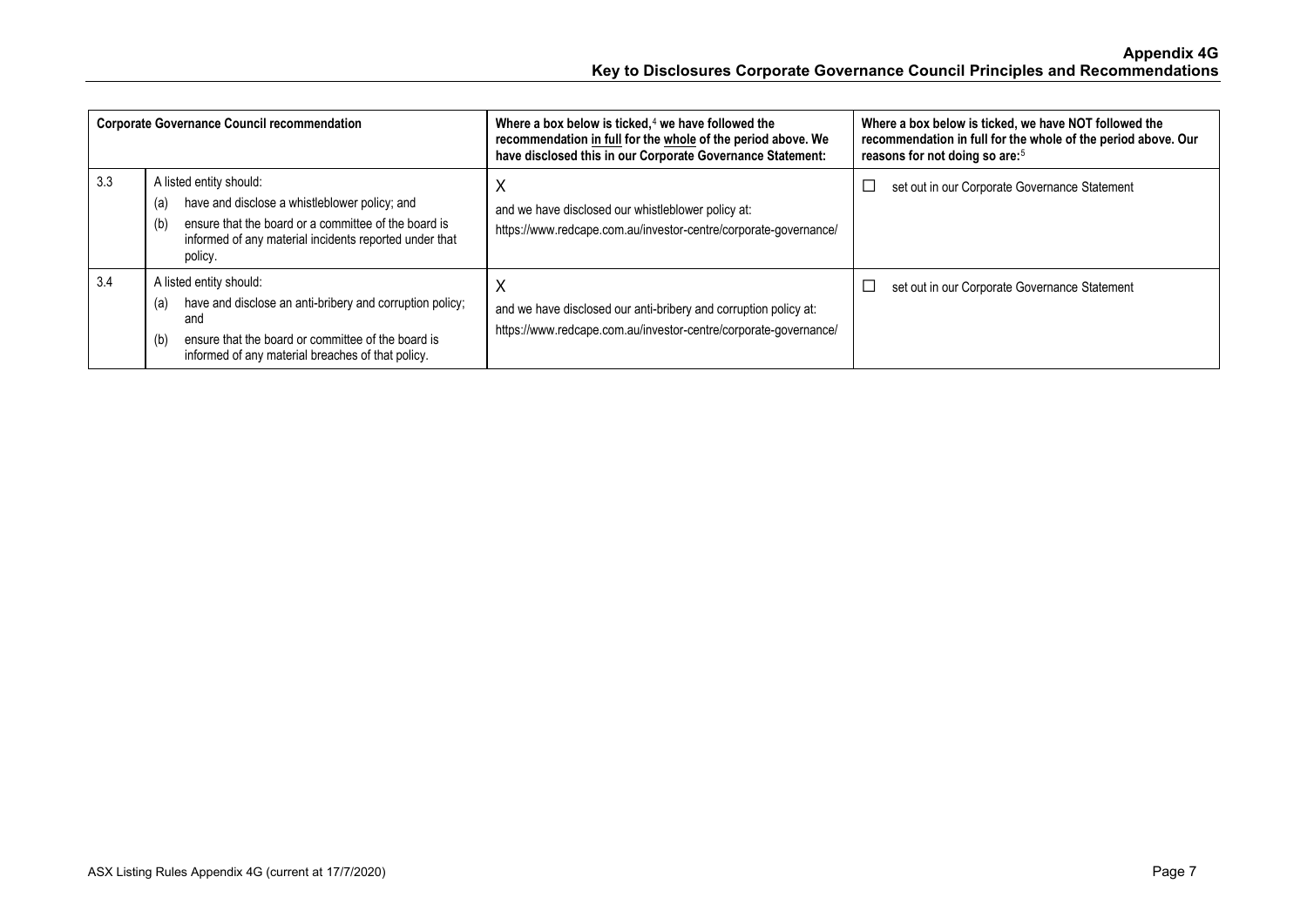| Corporate Governance Council recommendation | | Where a box below is ticked,[4] we have followed the recommendation in full for the whole of the period above. We have disclosed this in our Corporate Governance Statement: | Where a box below is ticked, we have NOT followed the recommendation in full for the whole of the period above. Our reasons for not doing so are:[5] |
|---|---|---|---|
| 3.3 | A listed entity should: (a) have and disclose a whistleblower policy; and (b) ensure that the board or a committee of the board is informed of any material incidents reported under that policy. | X and we have disclosed our whistleblower policy at: https://www.redcape.com.au/investor-centre/corporate-governance/ | ☐ set out in our Corporate Governance Statement |
| 3.4 | A listed entity should: (a) have and disclose an anti-bribery and corruption policy; and (b) ensure that the board or committee of the board is informed of any material breaches of that policy. | X and we have disclosed our anti-bribery and corruption policy at: https://www.redcape.com.au/investor-centre/corporate-governance/ | ☐ set out in our Corporate Governance Statement |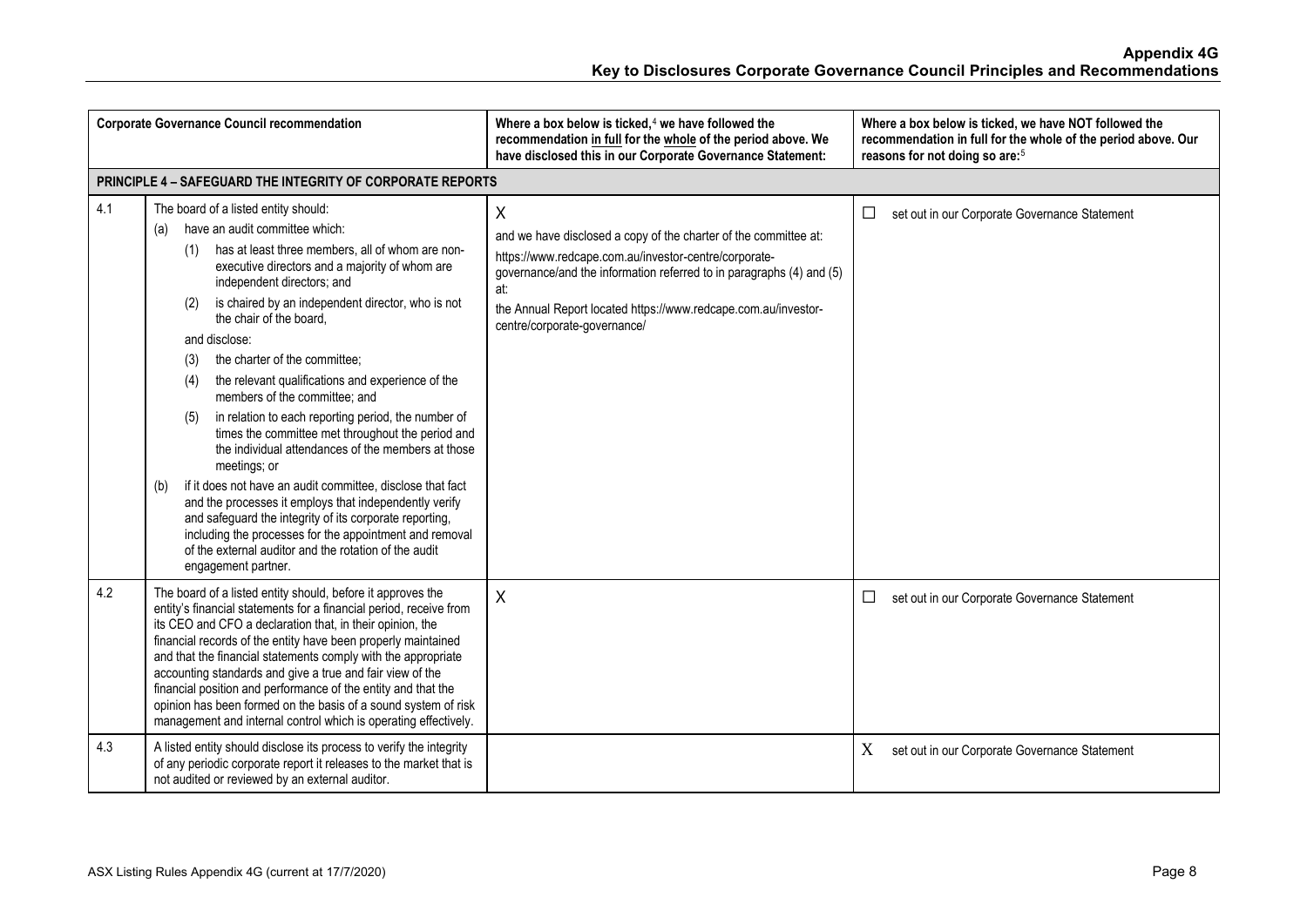| | Corporate Governance Council recommendation | Where a box below is ticked,[4] we have followed the recommendation in full for the whole of the period above. We have disclosed this in our Corporate Governance Statement: | Where a box below is ticked, we have NOT followed the recommendation in full for the whole of the period above. Our reasons for not doing so are:[5] |
|---|---|---|---|
| **PRINCIPLE 4 – SAFEGUARD THE INTEGRITY OF CORPORATE REPORTS** | | | |
| 4.1 | The board of a listed entity should:<br>(a) have an audit committee which:<br>(1) has at least three members, all of whom are non-executive directors and a majority of whom are independent directors; and<br>(2) is chaired by an independent director, who is not the chair of the board,<br>and disclose:<br>(3) the charter of the committee;<br>(4) the relevant qualifications and experience of the members of the committee; and<br>(5) in relation to each reporting period, the number of times the committee met throughout the period and the individual attendances of the members at those meetings; or<br>(b) if it does not have an audit committee, disclose that fact and the processes it employs that independently verify and safeguard the integrity of its corporate reporting, including the processes for the appointment and removal of the external auditor and the rotation of the audit engagement partner. | X<br>and we have disclosed a copy of the charter of the committee at:<br>https://www.redcape.com.au/investor-centre/corporate-governance/and the information referred to in paragraphs (4) and (5) at:<br>the Annual Report located https://www.redcape.com.au/investor-centre/corporate-governance/ | ☐ set out in our Corporate Governance Statement |
| 4.2 | The board of a listed entity should, before it approves the entity's financial statements for a financial period, receive from its CEO and CFO a declaration that, in their opinion, the financial records of the entity have been properly maintained and that the financial statements comply with the appropriate accounting standards and give a true and fair view of the financial position and performance of the entity and that the opinion has been formed on the basis of a sound system of risk management and internal control which is operating effectively. | X | ☐ set out in our Corporate Governance Statement |
| 4.3 | A listed entity should disclose its process to verify the integrity of any periodic corporate report it releases to the market that is not audited or reviewed by an external auditor. | | X set out in our Corporate Governance Statement |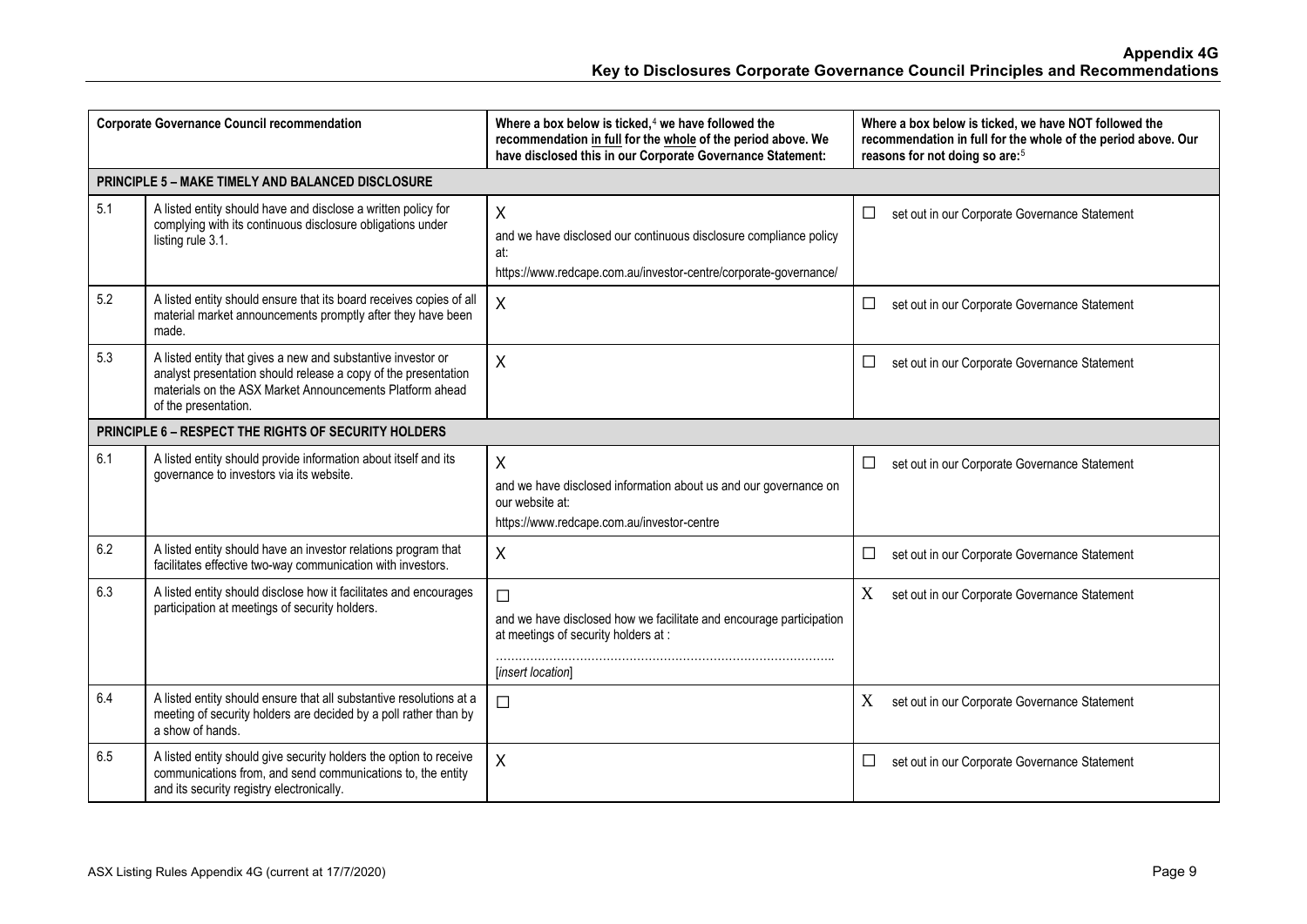**Appendix 4G**
**Key to Disclosures Corporate Governance Council Principles and Recommendations**

| Corporate Governance Council recommendation | | Where a box below is ticked,[4] we have followed the recommendation in full for the whole of the period above. We have disclosed this in our Corporate Governance Statement: | Where a box below is ticked, we have NOT followed the recommendation in full for the whole of the period above. Our reasons for not doing so are:[5] |
|---|---|---|---|
| **PRINCIPLE 5 – MAKE TIMELY AND BALANCED DISCLOSURE** | | | |
| 5.1 | A listed entity should have and disclose a written policy for complying with its continuous disclosure obligations under listing rule 3.1. | X<br>and we have disclosed our continuous disclosure compliance policy at:<br>https://www.redcape.com.au/investor-centre/corporate-governance/ | ☐ set out in our Corporate Governance Statement |
| 5.2 | A listed entity should ensure that its board receives copies of all material market announcements promptly after they have been made. | X | ☐ set out in our Corporate Governance Statement |
| 5.3 | A listed entity that gives a new and substantive investor or analyst presentation should release a copy of the presentation materials on the ASX Market Announcements Platform ahead of the presentation. | X | ☐ set out in our Corporate Governance Statement |
| **PRINCIPLE 6 – RESPECT THE RIGHTS OF SECURITY HOLDERS** | | | |
| 6.1 | A listed entity should provide information about itself and its governance to investors via its website. | X<br>and we have disclosed information about us and our governance on our website at:<br>https://www.redcape.com.au/investor-centre | ☐ set out in our Corporate Governance Statement |
| 6.2 | A listed entity should have an investor relations program that facilitates effective two-way communication with investors. | X | ☐ set out in our Corporate Governance Statement |
| 6.3 | A listed entity should disclose how it facilitates and encourages participation at meetings of security holders. | ☐<br>and we have disclosed how we facilitate and encourage participation at meetings of security holders at :<br>……………………………………………………………………………..<br>[*insert location*] | X set out in our Corporate Governance Statement |
| 6.4 | A listed entity should ensure that all substantive resolutions at a meeting of security holders are decided by a poll rather than by a show of hands. | ☐ | X set out in our Corporate Governance Statement |
| 6.5 | A listed entity should give security holders the option to receive communications from, and send communications to, the entity and its security registry electronically. | X | ☐ set out in our Corporate Governance Statement |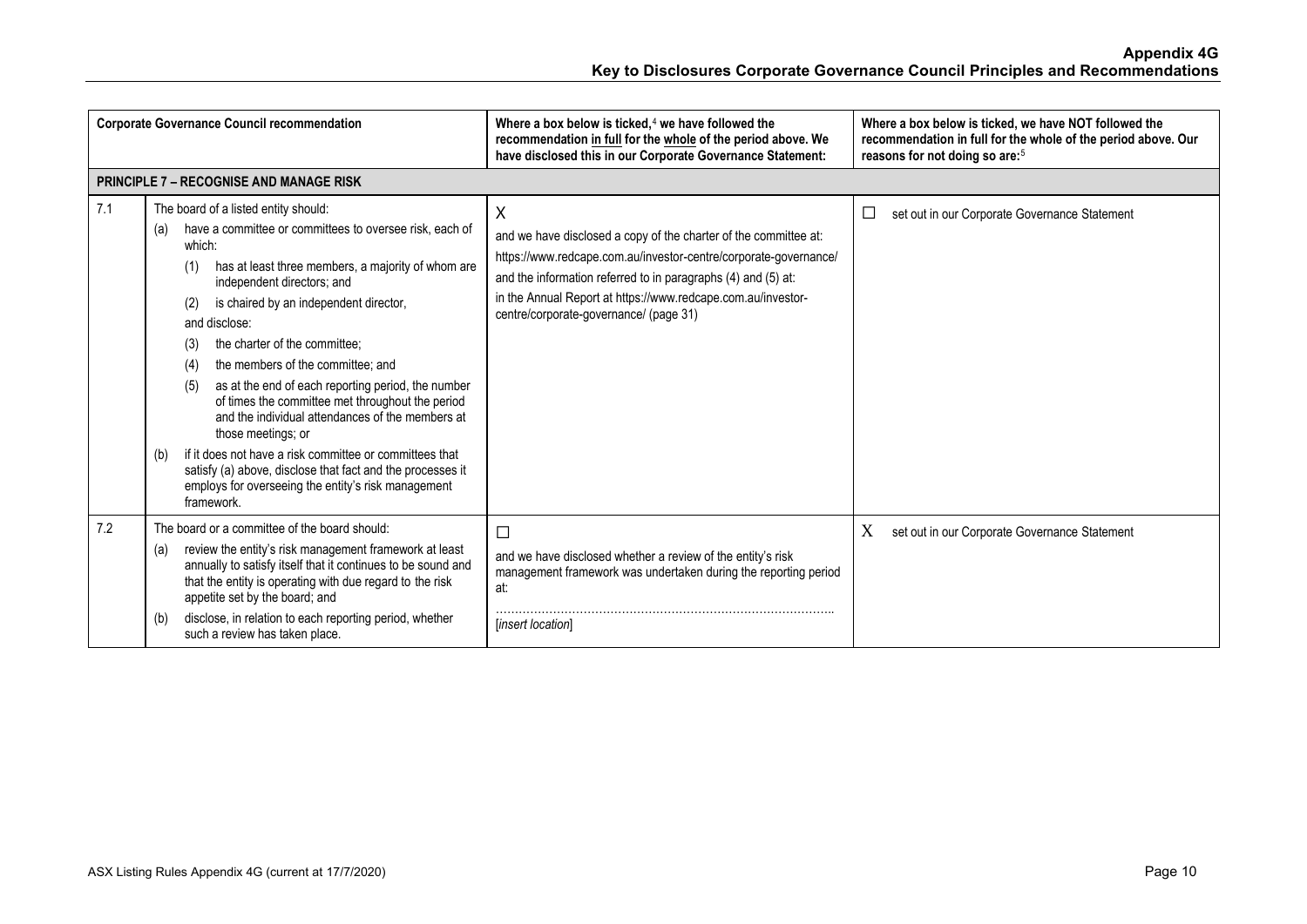| Corporate Governance Council recommendation | Where a box below is ticked,[4] we have followed the recommendation in full for the whole of the period above. We have disclosed this in our Corporate Governance Statement: | Where a box below is ticked, we have NOT followed the recommendation in full for the whole of the period above. Our reasons for not doing so are:[5] |
|---|---|---|
| **PRINCIPLE 7 – RECOGNISE AND MANAGE RISK** | | |
| 7.1 The board of a listed entity should:<br>(a) have a committee or committees to oversee risk, each of which:<br>(1) has at least three members, a majority of whom are independent directors; and<br>(2) is chaired by an independent director,<br>and disclose:<br>(3) the charter of the committee;<br>(4) the members of the committee; and<br>(5) as at the end of each reporting period, the number of times the committee met throughout the period and the individual attendances of the members at those meetings; or<br>(b) if it does not have a risk committee or committees that satisfy (a) above, disclose that fact and the processes it employs for overseeing the entity's risk management framework. | X<br>and we have disclosed a copy of the charter of the committee at:<br>https://www.redcape.com.au/investor-centre/corporate-governance/<br>and the information referred to in paragraphs (4) and (5) at:<br>in the Annual Report at https://www.redcape.com.au/investor-centre/corporate-governance/ (page 31) | ☐ set out in our Corporate Governance Statement |
| 7.2 The board or a committee of the board should:<br>(a) review the entity's risk management framework at least annually to satisfy itself that it continues to be sound and that the entity is operating with due regard to the risk appetite set by the board; and<br>(b) disclose, in relation to each reporting period, whether such a review has taken place. | ☐<br>and we have disclosed whether a review of the entity's risk management framework was undertaken during the reporting period at:<br>…………………………………………………………………………..<br>[*insert location*] | X set out in our Corporate Governance Statement |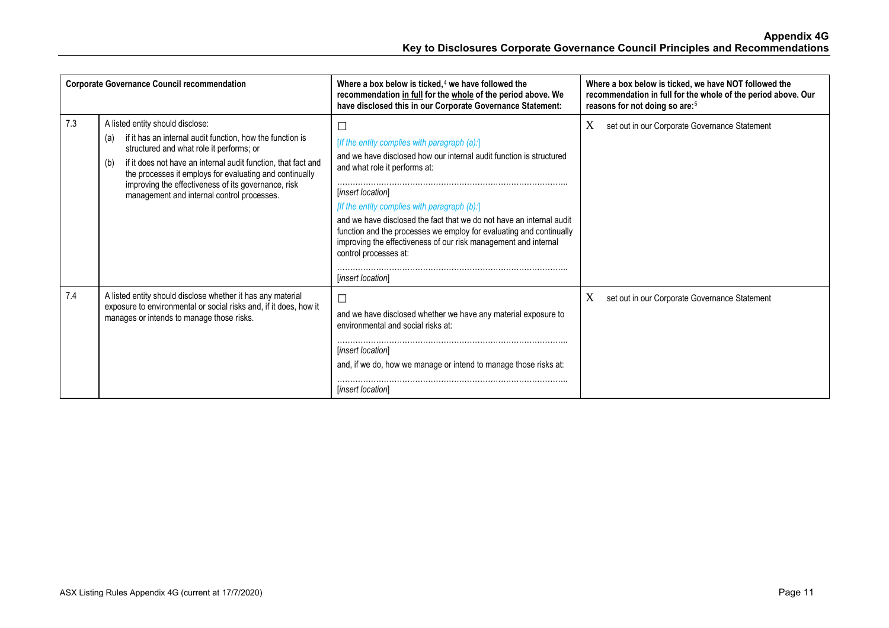| Corporate Governance Council recommendation | | Where a box below is ticked,[4] we have followed the recommendation in full for the whole of the period above. We have disclosed this in our Corporate Governance Statement: | Where a box below is ticked, we have NOT followed the recommendation in full for the whole of the period above. Our reasons for not doing so are:[5] |
|---|---|---|---|
| 7.3 | A listed entity should disclose:<br>(a) if it has an internal audit function, how the function is structured and what role it performs; or<br>(b) if it does not have an internal audit function, that fact and the processes it employs for evaluating and continually improving the effectiveness of its governance, risk management and internal control processes. | ☐<br>*[If the entity complies with paragraph (a):]*<br>and we have disclosed how our internal audit function is structured and what role it performs at:<br>……………………………………………………………………………<br>*[insert location]*<br>*[If the entity complies with paragraph (b):]*<br>and we have disclosed the fact that we do not have an internal audit function and the processes we employ for evaluating and continually improving the effectiveness of our risk management and internal control processes at:<br>……………………………………………………………………………<br>*[insert location]* | X set out in our Corporate Governance Statement |
| 7.4 | A listed entity should disclose whether it has any material exposure to environmental or social risks and, if it does, how it manages or intends to manage those risks. | ☐<br>and we have disclosed whether we have any material exposure to environmental and social risks at:<br>……………………………………………………………………………<br>*[insert location]*<br>and, if we do, how we manage or intend to manage those risks at:<br>……………………………………………………………………………<br>*[insert location]* | X set out in our Corporate Governance Statement |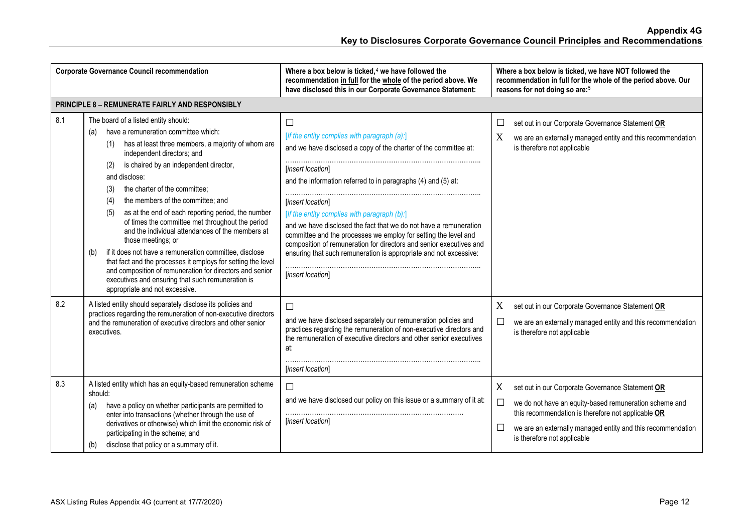**Appendix 4G**
**Key to Disclosures Corporate Governance Council Principles and Recommendations**

| Corporate Governance Council recommendation | | Where a box below is ticked,[4] we have followed the recommendation in full for the whole of the period above. We have disclosed this in our Corporate Governance Statement: | Where a box below is ticked, we have NOT followed the recommendation in full for the whole of the period above. Our reasons for not doing so are:[5] |
|---|---|---|---|
| **PRINCIPLE 8 – REMUNERATE FAIRLY AND RESPONSIBLY** | | | |
| 8.1 | The board of a listed entity should:<br>(a) have a remuneration committee which:<br>(1) has at least three members, a majority of whom are independent directors; and<br>(2) is chaired by an independent director,<br>and disclose:<br>(3) the charter of the committee;<br>(4) the members of the committee; and<br>(5) as at the end of each reporting period, the number of times the committee met throughout the period and the individual attendances of the members at those meetings; or<br>(b) if it does not have a remuneration committee, disclose that fact and the processes it employs for setting the level and composition of remuneration for directors and senior executives and ensuring that such remuneration is appropriate and not excessive. | ☐<br>*[If the entity complies with paragraph (a):]*<br>and we have disclosed a copy of the charter of the committee at:<br>……………………………………………………………………………<br>[*insert location*]<br>and the information referred to in paragraphs (4) and (5) at:<br>……………………………………………………………………………<br>[*insert location*]<br>*[If the entity complies with paragraph (b):]*<br>and we have disclosed the fact that we do not have a remuneration committee and the processes we employ for setting the level and composition of remuneration for directors and senior executives and ensuring that such remuneration is appropriate and not excessive:<br>……………………………………………………………………………<br>[*insert location*] | ☐ set out in our Corporate Governance Statement **OR**<br>X we are an externally managed entity and this recommendation is therefore not applicable |
| 8.2 | A listed entity should separately disclose its policies and practices regarding the remuneration of non-executive directors and the remuneration of executive directors and other senior executives. | ☐<br>and we have disclosed separately our remuneration policies and practices regarding the remuneration of non-executive directors and the remuneration of executive directors and other senior executives at:<br>……………………………………………………………………………<br>[*insert location*] | X set out in our Corporate Governance Statement **OR**<br>☐ we are an externally managed entity and this recommendation is therefore not applicable |
| 8.3 | A listed entity which has an equity-based remuneration scheme should:<br>(a) have a policy on whether participants are permitted to enter into transactions (whether through the use of derivatives or otherwise) which limit the economic risk of participating in the scheme; and<br>(b) disclose that policy or a summary of it. | ☐<br>and we have disclosed our policy on this issue or a summary of it at:<br>……………………………………………………………………<br>[*insert location*] | X set out in our Corporate Governance Statement **OR**<br>☐ we do not have an equity-based remuneration scheme and this recommendation is therefore not applicable **OR**<br>☐ we are an externally managed entity and this recommendation is therefore not applicable |

ASX Listing Rules Appendix 4G (current at 17/7/2020)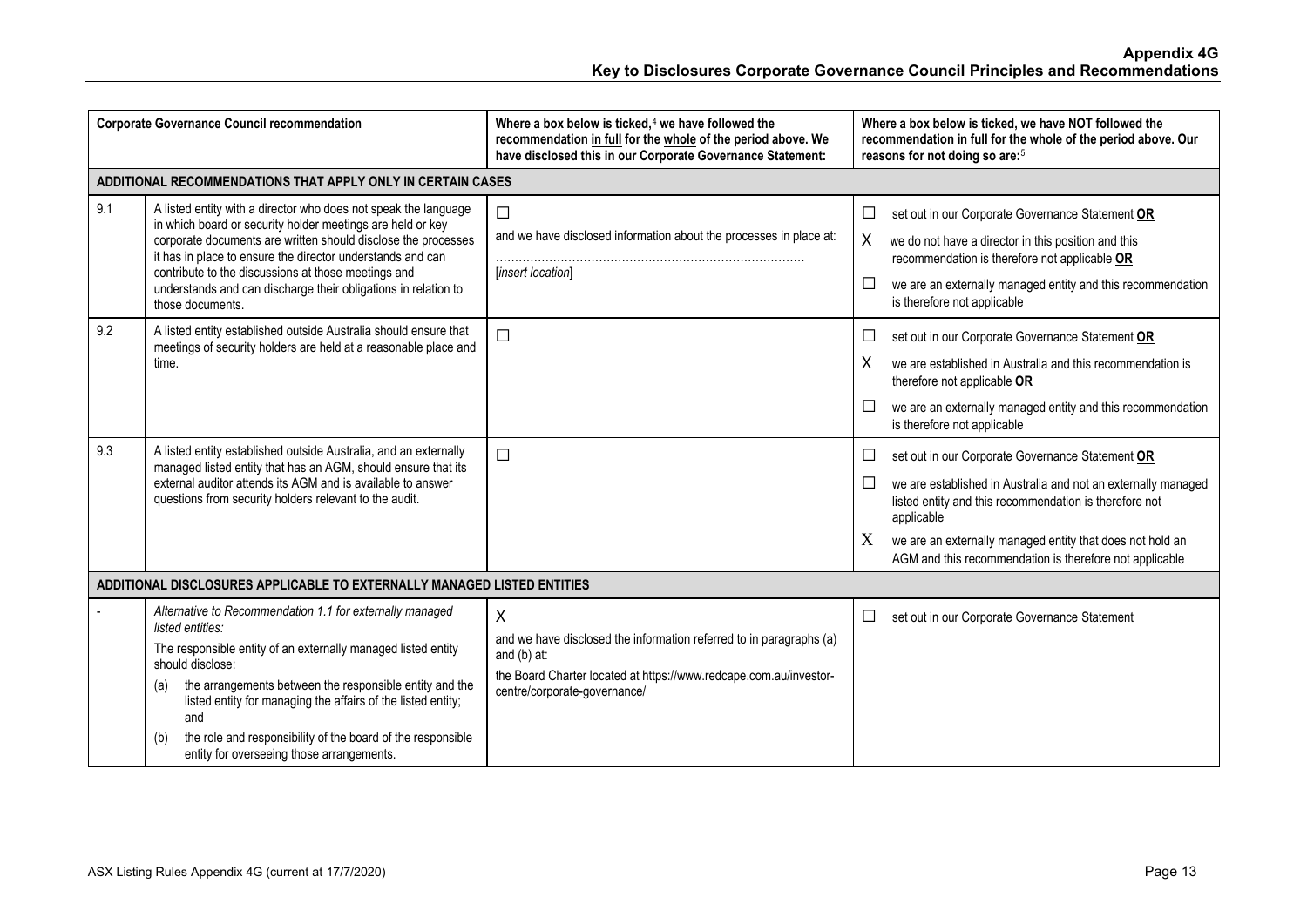| | Corporate Governance Council recommendation | Where a box below is ticked,[4] we have followed the recommendation in full for the whole of the period above. We have disclosed this in our Corporate Governance Statement: | Where a box below is ticked, we have NOT followed the recommendation in full for the whole of the period above. Our reasons for not doing so are:[5] |
|---|---|---|---|
| **ADDITIONAL RECOMMENDATIONS THAT APPLY ONLY IN CERTAIN CASES** | | | |
| 9.1 | A listed entity with a director who does not speak the language in which board or security holder meetings are held or key corporate documents are written should disclose the processes it has in place to ensure the director understands and can contribute to the discussions at those meetings and understands and can discharge their obligations in relation to those documents. | ☐ and we have disclosed information about the processes in place at: ……………………………………………………………… [*insert location*] | ☐ set out in our Corporate Governance Statement **OR** X we do not have a director in this position and this recommendation is therefore not applicable **OR** ☐ we are an externally managed entity and this recommendation is therefore not applicable |
| 9.2 | A listed entity established outside Australia should ensure that meetings of security holders are held at a reasonable place and time. | ☐ | ☐ set out in our Corporate Governance Statement **OR** X we are established in Australia and this recommendation is therefore not applicable **OR** ☐ we are an externally managed entity and this recommendation is therefore not applicable |
| 9.3 | A listed entity established outside Australia, and an externally managed listed entity that has an AGM, should ensure that its external auditor attends its AGM and is available to answer questions from security holders relevant to the audit. | ☐ | ☐ set out in our Corporate Governance Statement **OR** ☐ we are established in Australia and not an externally managed listed entity and this recommendation is therefore not applicable X we are an externally managed entity that does not hold an AGM and this recommendation is therefore not applicable |
| **ADDITIONAL DISCLOSURES APPLICABLE TO EXTERNALLY MANAGED LISTED ENTITIES** | | | |
| - | *Alternative to Recommendation 1.1 for externally managed listed entities:* The responsible entity of an externally managed listed entity should disclose: (a) the arrangements between the responsible entity and the listed entity for managing the affairs of the listed entity; and (b) the role and responsibility of the board of the responsible entity for overseeing those arrangements. | X and we have disclosed the information referred to in paragraphs (a) and (b) at: the Board Charter located at https://www.redcape.com.au/investor-centre/corporate-governance/ | ☐ set out in our Corporate Governance Statement |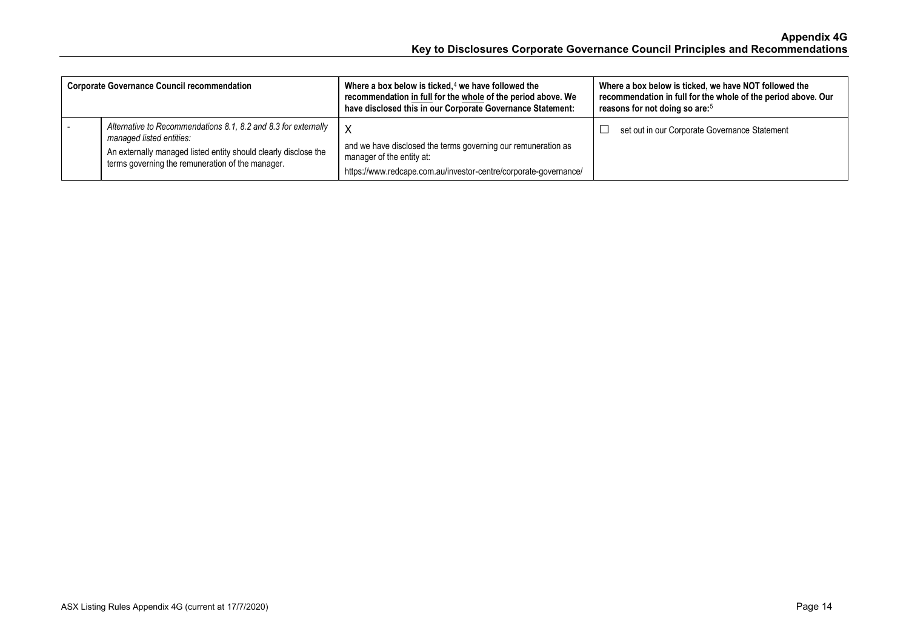| Corporate Governance Council recommendation | | Where a box below is ticked,[4] we have followed the recommendation <u>in full</u> for the <u>whole</u> of the period above. We have disclosed this in our Corporate Governance Statement: | Where a box below is ticked, we have NOT followed the recommendation in full for the whole of the period above. Our reasons for not doing so are:[5] |
|---|---|---|---|
| - | *Alternative to Recommendations 8.1, 8.2 and 8.3 for externally managed listed entities:* An externally managed listed entity should clearly disclose the terms governing the remuneration of the manager. | X and we have disclosed the terms governing our remuneration as manager of the entity at: https://www.redcape.com.au/investor-centre/corporate-governance/ | ☐ set out in our Corporate Governance Statement |